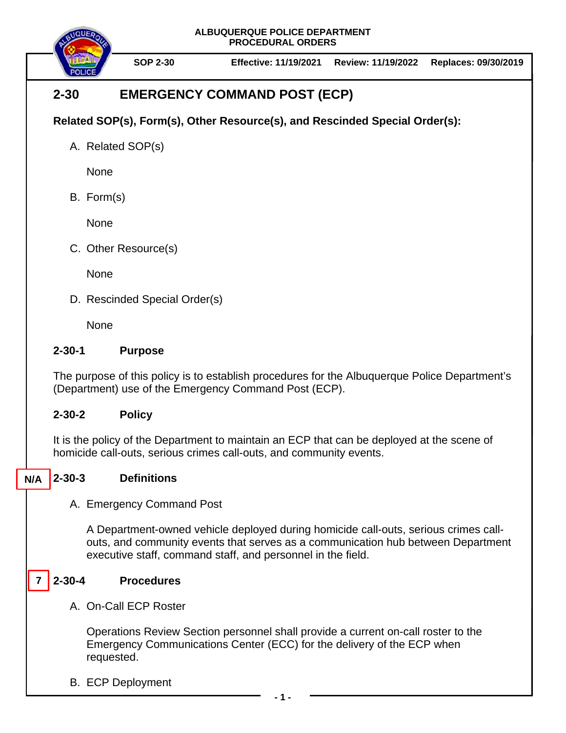ALBUQUERQUE POLICE DEPARTMENT
PROCEDURAL ORDERS

**SOP 2-30** | **Effective: 11/19/2021** | **Review: 11/19/2022** | **Replaces: 09/30/2019**

# 2-30 EMERGENCY COMMAND POST (ECP)

**Related SOP(s), Form(s), Other Resource(s), and Rescinded Special Order(s):**

A. Related SOP(s)

None

B. Form(s)

None

C. Other Resource(s)

None

D. Rescinded Special Order(s)

None

## 2-30-1 Purpose

The purpose of this policy is to establish procedures for the Albuquerque Police Department's (Department) use of the Emergency Command Post (ECP).

## 2-30-2 Policy

It is the policy of the Department to maintain an ECP that can be deployed at the scene of homicide call-outs, serious crimes call-outs, and community events.

## N/A 2-30-3 Definitions

A. Emergency Command Post

A Department-owned vehicle deployed during homicide call-outs, serious crimes call-outs, and community events that serves as a communication hub between Department executive staff, command staff, and personnel in the field.

## 7 2-30-4 Procedures

A. On-Call ECP Roster

Operations Review Section personnel shall provide a current on-call roster to the Emergency Communications Center (ECC) for the delivery of the ECP when requested.

B. ECP Deployment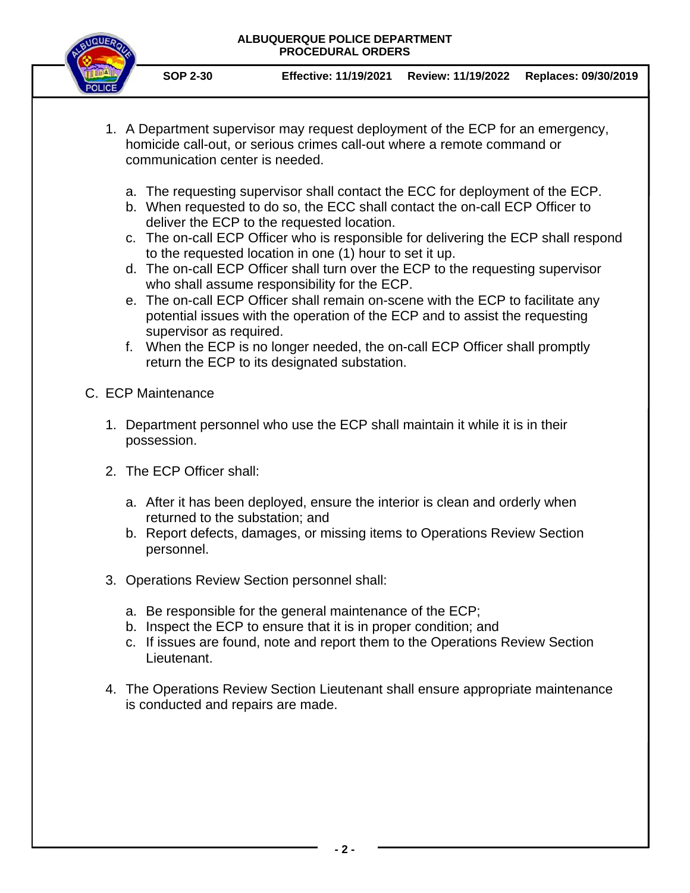1. A Department supervisor may request deployment of the ECP for an emergency, homicide call-out, or serious crimes call-out where a remote command or communication center is needed.

   a. The requesting supervisor shall contact the ECC for deployment of the ECP.
   b. When requested to do so, the ECC shall contact the on-call ECP Officer to deliver the ECP to the requested location.
   c. The on-call ECP Officer who is responsible for delivering the ECP shall respond to the requested location in one (1) hour to set it up.
   d. The on-call ECP Officer shall turn over the ECP to the requesting supervisor who shall assume responsibility for the ECP.
   e. The on-call ECP Officer shall remain on-scene with the ECP to facilitate any potential issues with the operation of the ECP and to assist the requesting supervisor as required.
   f. When the ECP is no longer needed, the on-call ECP Officer shall promptly return the ECP to its designated substation.

C. ECP Maintenance

1. Department personnel who use the ECP shall maintain it while it is in their possession.

2. The ECP Officer shall:

   a. After it has been deployed, ensure the interior is clean and orderly when returned to the substation; and
   b. Report defects, damages, or missing items to Operations Review Section personnel.

3. Operations Review Section personnel shall:

   a. Be responsible for the general maintenance of the ECP;
   b. Inspect the ECP to ensure that it is in proper condition; and
   c. If issues are found, note and report them to the Operations Review Section Lieutenant.

4. The Operations Review Section Lieutenant shall ensure appropriate maintenance is conducted and repairs are made.